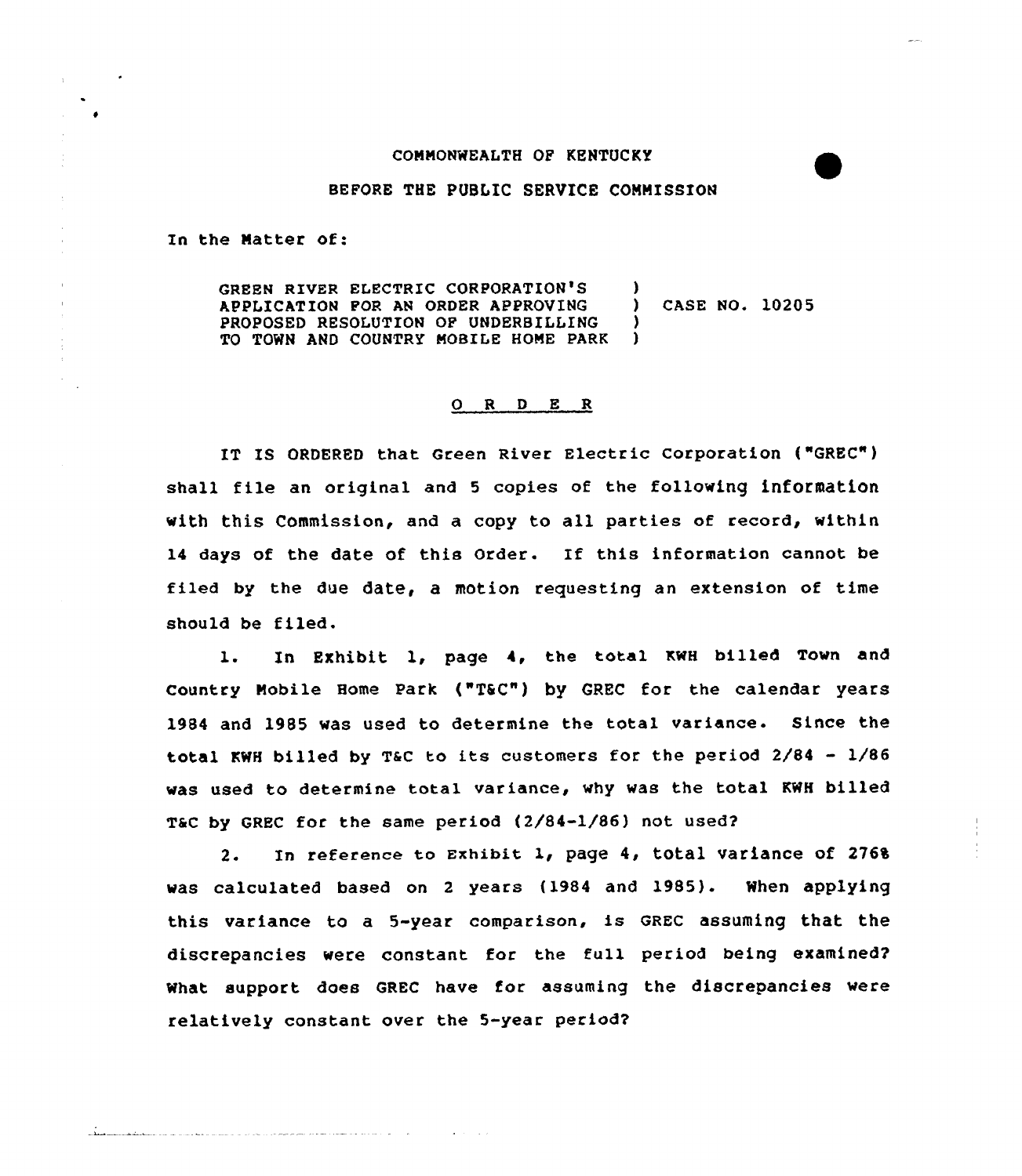COMMONWEALTH OF KENTUCKY

BEFORE THE PUBLIC SERVICE COMMISSION

In the Matter of:

GREEN RIVER ELECTRIC CORPORATION'S APPLICATION FOR AN ORDER APPROVING PROPOSED RESOLUTION OF UNDERBILLING TO TOWN AND COUNTRY MOBILE HOME PARK ) CASE NO. 10205

## O R D E R

IT IS ORDERED that Green River Electric Corporation ("GREC") shall file an original and 5 copies of the following information with this Commission, and a copy to all parties of record, within 14 days of the date of this Order. If this information cannot be filed by the due date, a motion requesting an extension of time should be filed.

1. In Exhibit 1, page 4, the total KWH billed Town and Country Mobile Home Park ("T&C") by GREC for the calendar years 1984 and 1985 was used to determine the total variance. Since the total KWH billed by T&C to its customers for the period 2/84 - 1/86 was used to determine total variance, why was the total KWH billed T&C by GREC for the same period (2/84-1/86) not used?

2. In reference to Exhibit 1, page 4, total variance of 276% was calculated based on 2 years (1984 and 1985). When applying this variance to a 5-year comparison, is GREC assuming that the discrepancies were constant for the full period being examined? What support does GREC have for assuming the discrepancies were relatively constant over the 5-year period?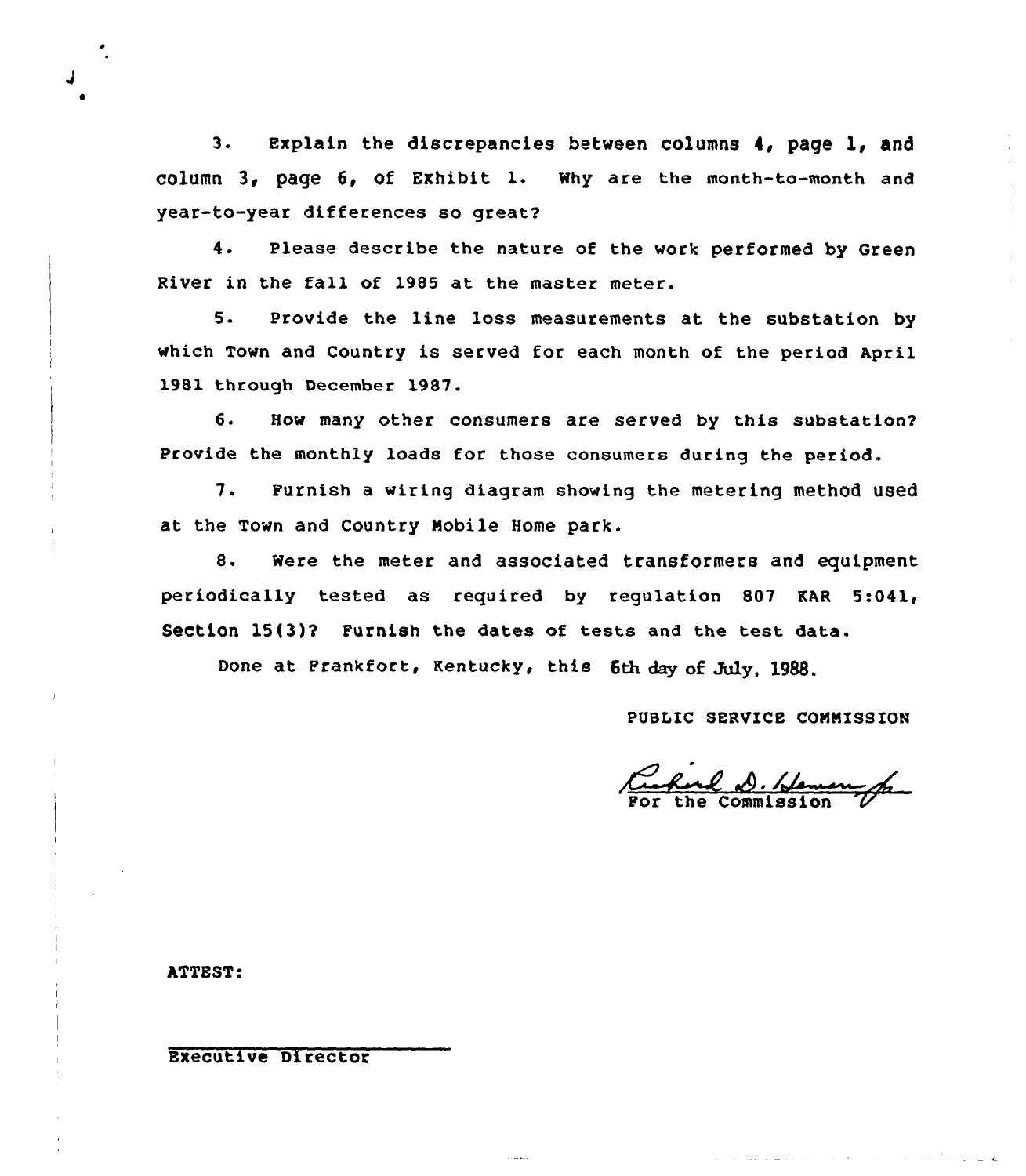3. Explain the discrepancies between columns 4, page 1, and column 3, page 6, of Exhibit 1. Why are the month-to-month and year-to-year differences so great?

4. Please describe the nature of the work performed by Green River in the fall of 1985 at the master meter.

5. Provide the line loss measurements at the substation by which Town and Country is served for each month of the period April 1981 through December 1987.

6. How many other consumers are served by this substation? Provide the monthly loads for those consumers during the period.

7. Furnish a wiring diagram showing the metering method used at the Town and Country Mobile Home park.

8. Were the meter and associated transformers and equipment periodically tested as required by regulation 807 KAR 5:041, Section 15(3)? Furnish the dates of tests and the test data.

Done at Frankfort, Kentucky, this 6th day of July, 1988.

PUBLIC SERVICE COMMISSION

For the Commission

ATTEST:

Executive Director